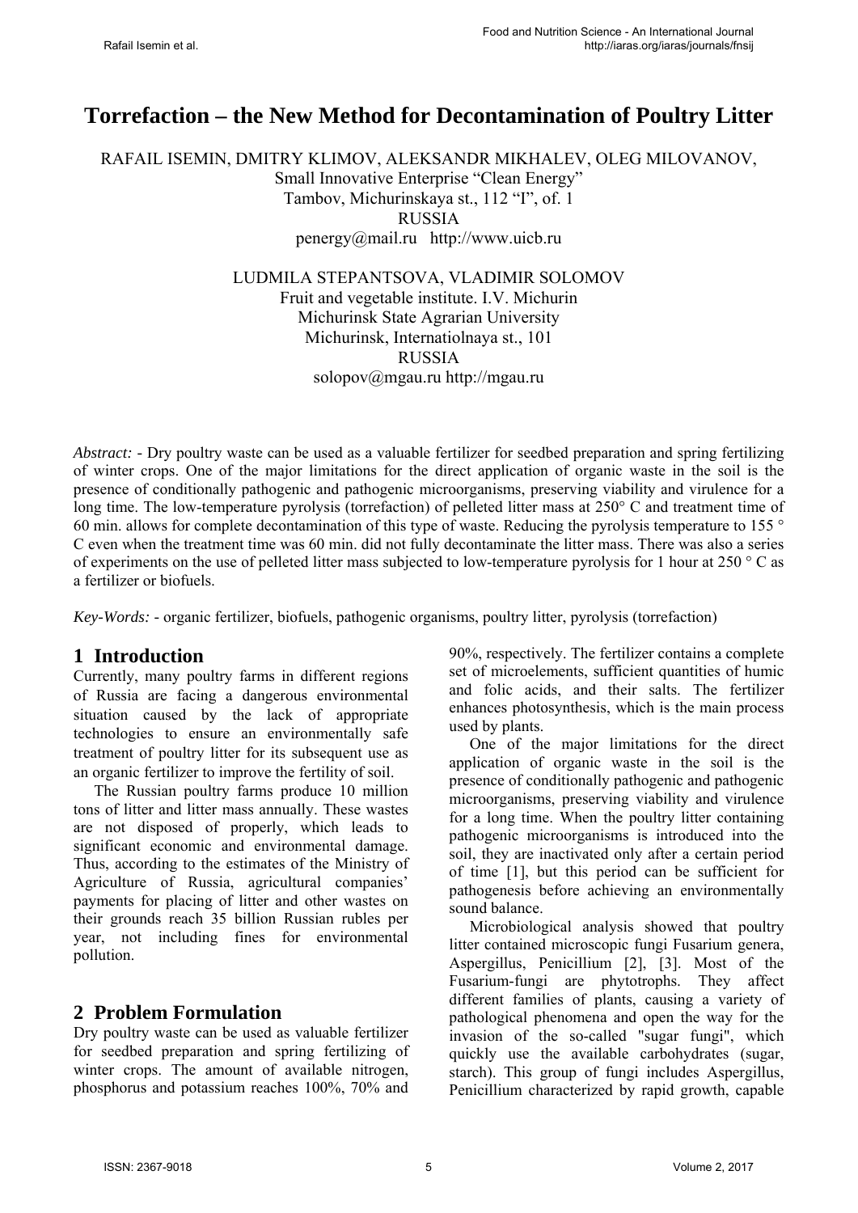# Torrefaction – the New Method for Decontamination of Poultry Litter

RAFAIL ISEMIN, DMITRY KLIMOV, ALEKSANDR MIKHALEV, OLEG MILOVANOV,
Small Innovative Enterprise "Clean Energy"
Tambov, Michurinskaya st., 112 "I", of. 1
RUSSIA
penergy@mail.ru http://www.uicb.ru

LUDMILA STEPANTSOVA, VLADIMIR SOLOMOV
Fruit and vegetable institute. I.V. Michurin
Michurinsk State Agrarian University
Michurinsk, Internatiolnaya st., 101
RUSSIA
solopov@mgau.ru http://mgau.ru

*Abstract:* - Dry poultry waste can be used as a valuable fertilizer for seedbed preparation and spring fertilizing of winter crops. One of the major limitations for the direct application of organic waste in the soil is the presence of conditionally pathogenic and pathogenic microorganisms, preserving viability and virulence for a long time. The low-temperature pyrolysis (torrefaction) of pelleted litter mass at 250° C and treatment time of 60 min. allows for complete decontamination of this type of waste. Reducing the pyrolysis temperature to 155 ° C even when the treatment time was 60 min. did not fully decontaminate the litter mass. There was also a series of experiments on the use of pelleted litter mass subjected to low-temperature pyrolysis for 1 hour at 250 ° C as a fertilizer or biofuels.

*Key-Words:* - organic fertilizer, biofuels, pathogenic organisms, poultry litter, pyrolysis (torrefaction)

## 1 Introduction

Currently, many poultry farms in different regions of Russia are facing a dangerous environmental situation caused by the lack of appropriate technologies to ensure an environmentally safe treatment of poultry litter for its subsequent use as an organic fertilizer to improve the fertility of soil.

The Russian poultry farms produce 10 million tons of litter and litter mass annually. These wastes are not disposed of properly, which leads to significant economic and environmental damage. Thus, according to the estimates of the Ministry of Agriculture of Russia, agricultural companies' payments for placing of litter and other wastes on their grounds reach 35 billion Russian rubles per year, not including fines for environmental pollution.

## 2 Problem Formulation

Dry poultry waste can be used as valuable fertilizer for seedbed preparation and spring fertilizing of winter crops. The amount of available nitrogen, phosphorus and potassium reaches 100%, 70% and 90%, respectively. The fertilizer contains a complete set of microelements, sufficient quantities of humic and folic acids, and their salts. The fertilizer enhances photosynthesis, which is the main process used by plants.

One of the major limitations for the direct application of organic waste in the soil is the presence of conditionally pathogenic and pathogenic microorganisms, preserving viability and virulence for a long time. When the poultry litter containing pathogenic microorganisms is introduced into the soil, they are inactivated only after a certain period of time [1], but this period can be sufficient for pathogenesis before achieving an environmentally sound balance.

Microbiological analysis showed that poultry litter contained microscopic fungi Fusarium genera, Aspergillus, Penicillium [2], [3]. Most of the Fusarium-fungi are phytotrophs. They affect different families of plants, causing a variety of pathological phenomena and open the way for the invasion of the so-called "sugar fungi", which quickly use the available carbohydrates (sugar, starch). This group of fungi includes Aspergillus, Penicillium characterized by rapid growth, capable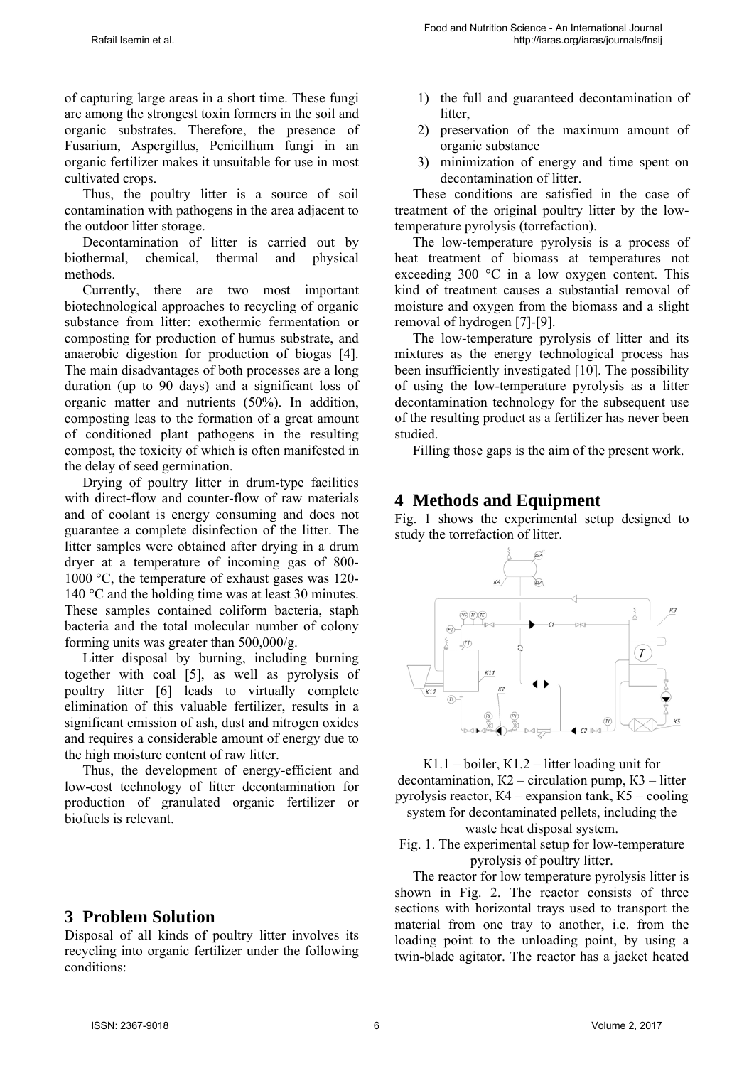of capturing large areas in a short time. These fungi are among the strongest toxin formers in the soil and organic substrates. Therefore, the presence of Fusarium, Aspergillus, Penicillium fungi in an organic fertilizer makes it unsuitable for use in most cultivated crops.

Thus, the poultry litter is a source of soil contamination with pathogens in the area adjacent to the outdoor litter storage.

Decontamination of litter is carried out by biothermal, chemical, thermal and physical methods.

Currently, there are two most important biotechnological approaches to recycling of organic substance from litter: exothermic fermentation or composting for production of humus substrate, and anaerobic digestion for production of biogas [4]. The main disadvantages of both processes are a long duration (up to 90 days) and a significant loss of organic matter and nutrients (50%). In addition, composting leas to the formation of a great amount of conditioned plant pathogens in the resulting compost, the toxicity of which is often manifested in the delay of seed germination.

Drying of poultry litter in drum-type facilities with direct-flow and counter-flow of raw materials and of coolant is energy consuming and does not guarantee a complete disinfection of the litter. The litter samples were obtained after drying in a drum dryer at a temperature of incoming gas of 800-1000 °C, the temperature of exhaust gases was 120-140 °C and the holding time was at least 30 minutes. These samples contained coliform bacteria, staph bacteria and the total molecular number of colony forming units was greater than 500,000/g.

Litter disposal by burning, including burning together with coal [5], as well as pyrolysis of poultry litter [6] leads to virtually complete elimination of this valuable fertilizer, results in a significant emission of ash, dust and nitrogen oxides and requires a considerable amount of energy due to the high moisture content of raw litter.

Thus, the development of energy-efficient and low-cost technology of litter decontamination for production of granulated organic fertilizer or biofuels is relevant.

# 3 Problem Solution

Disposal of all kinds of poultry litter involves its recycling into organic fertilizer under the following conditions:

1) the full and guaranteed decontamination of litter,
2) preservation of the maximum amount of organic substance
3) minimization of energy and time spent on decontamination of litter.

These conditions are satisfied in the case of treatment of the original poultry litter by the low-temperature pyrolysis (torrefaction).

The low-temperature pyrolysis is a process of heat treatment of biomass at temperatures not exceeding 300 °C in a low oxygen content. This kind of treatment causes a substantial removal of moisture and oxygen from the biomass and a slight removal of hydrogen [7]-[9].

The low-temperature pyrolysis of litter and its mixtures as the energy technological process has been insufficiently investigated [10]. The possibility of using the low-temperature pyrolysis as a litter decontamination technology for the subsequent use of the resulting product as a fertilizer has never been studied.

Filling those gaps is the aim of the present work.

# 4 Methods and Equipment

Fig. 1 shows the experimental setup designed to study the torrefaction of litter.

K1.1 – boiler, K1.2 – litter loading unit for decontamination, K2 – circulation pump, K3 – litter pyrolysis reactor, K4 – expansion tank, K5 – cooling system for decontaminated pellets, including the waste heat disposal system.

Fig. 1. The experimental setup for low-temperature pyrolysis of poultry litter.

The reactor for low temperature pyrolysis litter is shown in Fig. 2. The reactor consists of three sections with horizontal trays used to transport the material from one tray to another, i.e. from the loading point to the unloading point, by using a twin-blade agitator. The reactor has a jacket heated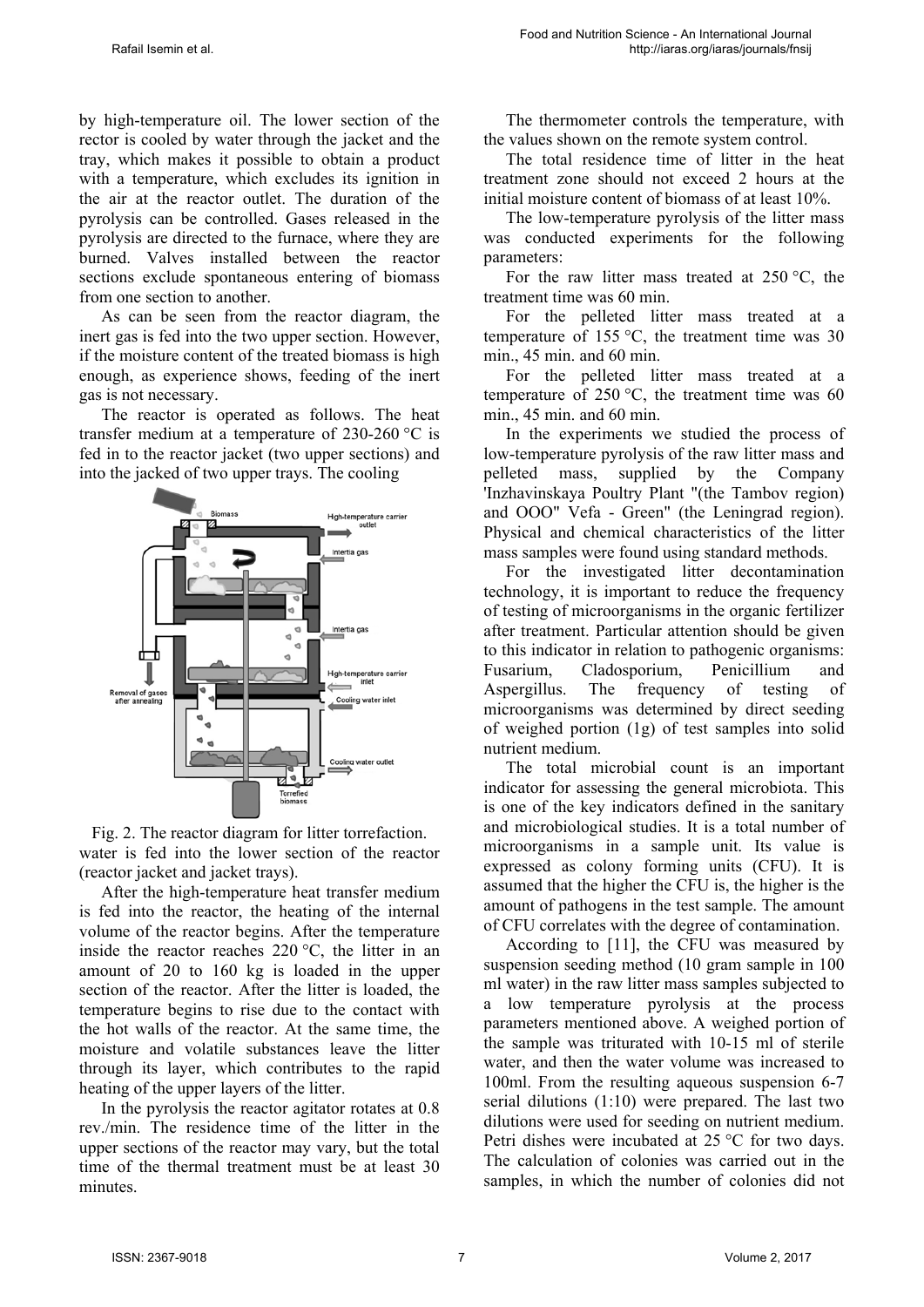by high-temperature oil. The lower section of the rector is cooled by water through the jacket and the tray, which makes it possible to obtain a product with a temperature, which excludes its ignition in the air at the reactor outlet. The duration of the pyrolysis can be controlled. Gases released in the pyrolysis are directed to the furnace, where they are burned. Valves installed between the reactor sections exclude spontaneous entering of biomass from one section to another.

As can be seen from the reactor diagram, the inert gas is fed into the two upper section. However, if the moisture content of the treated biomass is high enough, as experience shows, feeding of the inert gas is not necessary.

The reactor is operated as follows. The heat transfer medium at a temperature of 230-260 °C is fed in to the reactor jacket (two upper sections) and into the jacked of two upper trays. The cooling water is fed into the lower section of the reactor (reactor jacket and jacket trays).

Fig. 2. The reactor diagram for litter torrefaction.

After the high-temperature heat transfer medium is fed into the reactor, the heating of the internal volume of the reactor begins. After the temperature inside the reactor reaches 220 °C, the litter in an amount of 20 to 160 kg is loaded in the upper section of the reactor. After the litter is loaded, the temperature begins to rise due to the contact with the hot walls of the reactor. At the same time, the moisture and volatile substances leave the litter through its layer, which contributes to the rapid heating of the upper layers of the litter.

In the pyrolysis the reactor agitator rotates at 0.8 rev./min. The residence time of the litter in the upper sections of the reactor may vary, but the total time of the thermal treatment must be at least 30 minutes.

The thermometer controls the temperature, with the values shown on the remote system control.

The total residence time of litter in the heat treatment zone should not exceed 2 hours at the initial moisture content of biomass of at least 10%.

The low-temperature pyrolysis of the litter mass was conducted experiments for the following parameters:

For the raw litter mass treated at 250 °C, the treatment time was 60 min.

For the pelleted litter mass treated at a temperature of 155 °C, the treatment time was 30 min., 45 min. and 60 min.

For the pelleted litter mass treated at a temperature of 250 °C, the treatment time was 60 min., 45 min. and 60 min.

In the experiments we studied the process of low-temperature pyrolysis of the raw litter mass and pelleted mass, supplied by the Company 'Inzhavinskaya Poultry Plant "(the Tambov region) and OOO" Vefa - Green" (the Leningrad region). Physical and chemical characteristics of the litter mass samples were found using standard methods.

For the investigated litter decontamination technology, it is important to reduce the frequency of testing of microorganisms in the organic fertilizer after treatment. Particular attention should be given to this indicator in relation to pathogenic organisms: Fusarium, Cladosporium, Penicillium and Aspergillus. The frequency of testing of microorganisms was determined by direct seeding of weighed portion (1g) of test samples into solid nutrient medium.

The total microbial count is an important indicator for assessing the general microbiota. This is one of the key indicators defined in the sanitary and microbiological studies. It is a total number of microorganisms in a sample unit. Its value is expressed as colony forming units (CFU). It is assumed that the higher the CFU is, the higher is the amount of pathogens in the test sample. The amount of CFU correlates with the degree of contamination.

According to [11], the CFU was measured by suspension seeding method (10 gram sample in 100 ml water) in the raw litter mass samples subjected to a low temperature pyrolysis at the process parameters mentioned above. A weighed portion of the sample was triturated with 10-15 ml of sterile water, and then the water volume was increased to 100ml. From the resulting aqueous suspension 6-7 serial dilutions (1:10) were prepared. The last two dilutions were used for seeding on nutrient medium. Petri dishes were incubated at 25 °C for two days. The calculation of colonies was carried out in the samples, in which the number of colonies did not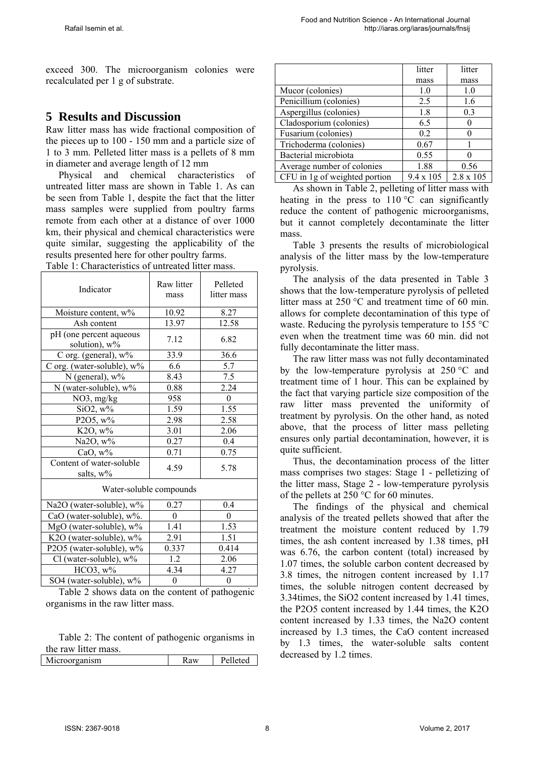exceed 300. The microorganism colonies were recalculated per 1 g of substrate.

## 5 Results and Discussion

Raw litter mass has wide fractional composition of the pieces up to 100 - 150 mm and a particle size of 1 to 3 mm. Pelleted litter mass is a pellets of 8 mm in diameter and average length of 12 mm

Physical and chemical characteristics of untreated litter mass are shown in Table 1. As can be seen from Table 1, despite the fact that the litter mass samples were supplied from poultry farms remote from each other at a distance of over 1000 km, their physical and chemical characteristics were quite similar, suggesting the applicability of the results presented here for other poultry farms.

Table 1: Characteristics of untreated litter mass.

| Indicator | Raw litter mass | Pelleted litter mass |
|---|---|---|
| Moisture content, w% | 10.92 | 8.27 |
| Ash content | 13.97 | 12.58 |
| pH (one percent aqueous solution), w% | 7.12 | 6.82 |
| C org. (general), w% | 33.9 | 36.6 |
| C org. (water-soluble), w% | 6.6 | 5.7 |
| N (general), w% | 8.43 | 7.5 |
| N (water-soluble), w% | 0.88 | 2.24 |
| NO3, mg/kg | 958 | 0 |
| SiO2, w% | 1.59 | 1.55 |
| P2O5, w% | 2.98 | 2.58 |
| K2O, w% | 3.01 | 2.06 |
| Na2O, w% | 0.27 | 0.4 |
| CaO, w% | 0.71 | 0.75 |
| Content of water-soluble salts, w% | 4.59 | 5.78 |
| Water-soluble compounds | | |
| Na2O (water-soluble), w% | 0.27 | 0.4 |
| CaO (water-soluble), w%. | 0 | 0 |
| MgO (water-soluble), w% | 1.41 | 1.53 |
| K2O (water-soluble), w% | 2.91 | 1.51 |
| P2O5 (water-soluble), w% | 0.337 | 0.414 |
| Cl (water-soluble), w% | 1.2 | 2.06 |
| HCO3, w% | 4.34 | 4.27 |
| SO4 (water-soluble), w% | 0 | 0 |

Table 2 shows data on the content of pathogenic organisms in the raw litter mass.

Table 2: The content of pathogenic organisms in the raw litter mass.

| Microorganism | Raw litter mass | Pelleted litter mass |
|---|---|---|
| Mucor (colonies) | 1.0 | 1.0 |
| Penicillium (colonies) | 2.5 | 1.6 |
| Aspergillus (colonies) | 1.8 | 0.3 |
| Cladosporium (colonies) | 6.5 | 0 |
| Fusarium (colonies) | 0.2 | 0 |
| Trichoderma (colonies) | 0.67 | 1 |
| Bacterial microbiota | 0.55 | 0 |
| Average number of colonies | 1.88 | 0.56 |
| CFU in 1g of weighted portion | 9.4 x 105 | 2.8 x 105 |

As shown in Table 2, pelleting of litter mass with heating in the press to 110 °C can significantly reduce the content of pathogenic microorganisms, but it cannot completely decontaminate the litter mass.

Table 3 presents the results of microbiological analysis of the litter mass by the low-temperature pyrolysis.

The analysis of the data presented in Table 3 shows that the low-temperature pyrolysis of pelleted litter mass at 250 °C and treatment time of 60 min. allows for complete decontamination of this type of waste. Reducing the pyrolysis temperature to 155 °C even when the treatment time was 60 min. did not fully decontaminate the litter mass.

The raw litter mass was not fully decontaminated by the low-temperature pyrolysis at 250 °C and treatment time of 1 hour. This can be explained by the fact that varying particle size composition of the raw litter mass prevented the uniformity of treatment by pyrolysis. On the other hand, as noted above, that the process of litter mass pelleting ensures only partial decontamination, however, it is quite sufficient.

Thus, the decontamination process of the litter mass comprises two stages: Stage 1 - pelletizing of the litter mass, Stage 2 - low-temperature pyrolysis of the pellets at 250 °C for 60 minutes.

The findings of the physical and chemical analysis of the treated pellets showed that after the treatment the moisture content reduced by 1.79 times, the ash content increased by 1.38 times, pH was 6.76, the carbon content (total) increased by 1.07 times, the soluble carbon content decreased by 3.8 times, the nitrogen content increased by 1.17 times, the soluble nitrogen content decreased by 3.34times, the SiO2 content increased by 1.41 times, the P2O5 content increased by 1.44 times, the K2O content increased by 1.33 times, the Na2O content increased by 1.3 times, the CaO content increased by 1.3 times, the water-soluble salts content decreased by 1.2 times.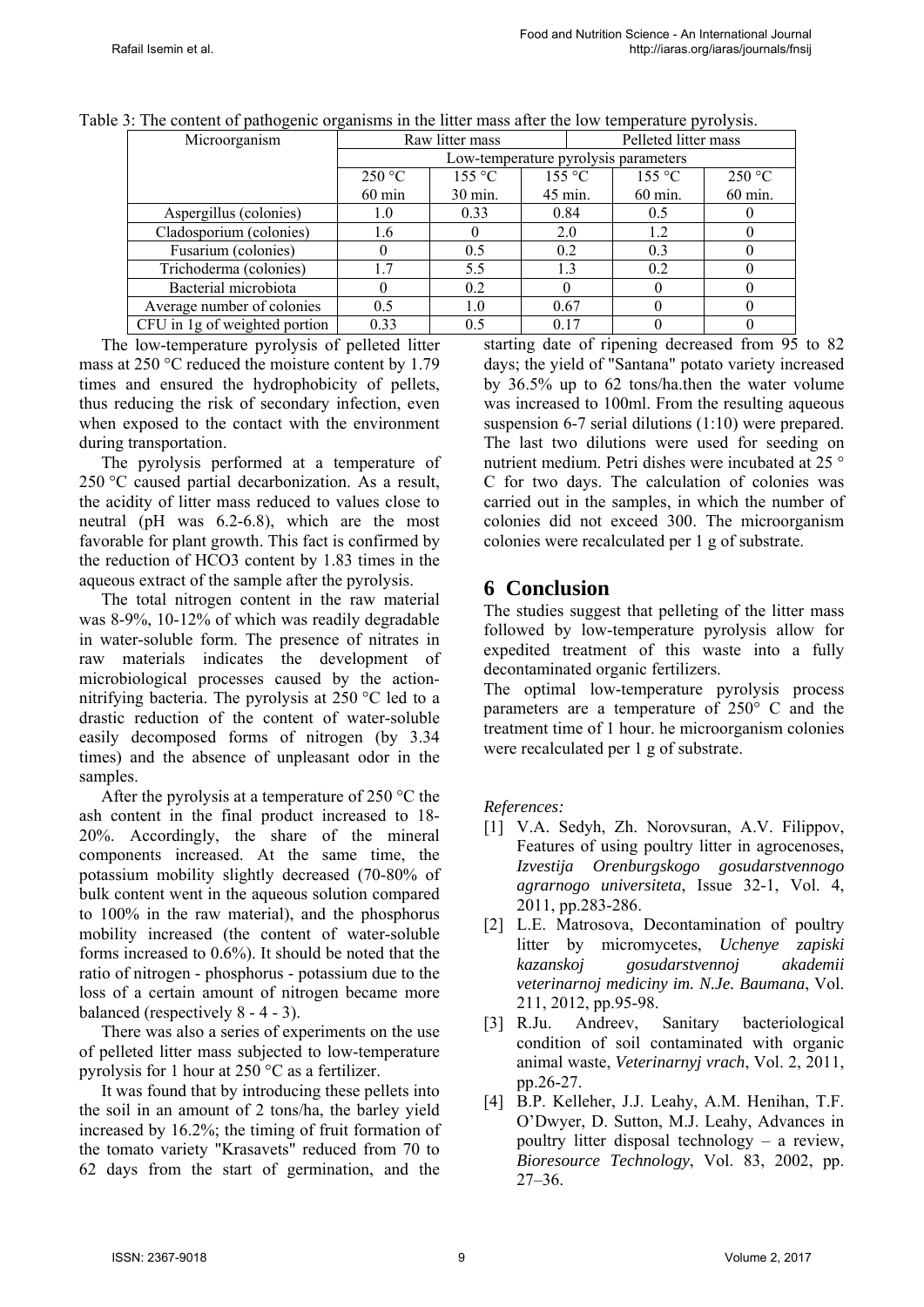Table 3: The content of pathogenic organisms in the litter mass after the low temperature pyrolysis.

| Microorganism | Raw litter mass | | | Pelleted litter mass | |
|---|---|---|---|---|---|
| | Low-temperature pyrolysis parameters | | | | |
| | 250 °C 60 min | 155 °C 30 min. | 155 °C 45 min. | 155 °C 60 min. | 250 °C 60 min. |
| Aspergillus (colonies) | 1.0 | 0.33 | 0.84 | 0.5 | 0 |
| Cladosporium (colonies) | 1.6 | 0 | 2.0 | 1.2 | 0 |
| Fusarium (colonies) | 0 | 0.5 | 0.2 | 0.3 | 0 |
| Trichoderma (colonies) | 1.7 | 5.5 | 1.3 | 0.2 | 0 |
| Bacterial microbiota | 0 | 0.2 | 0 | 0 | 0 |
| Average number of colonies | 0.5 | 1.0 | 0.67 | 0 | 0 |
| CFU in 1g of weighted portion | 0.33 | 0.5 | 0.17 | 0 | 0 |

The low-temperature pyrolysis of pelleted litter mass at 250 °C reduced the moisture content by 1.79 times and ensured the hydrophobicity of pellets, thus reducing the risk of secondary infection, even when exposed to the contact with the environment during transportation.

The pyrolysis performed at a temperature of 250 °C caused partial decarbonization. As a result, the acidity of litter mass reduced to values close to neutral (pH was 6.2-6.8), which are the most favorable for plant growth. This fact is confirmed by the reduction of HCO3 content by 1.83 times in the aqueous extract of the sample after the pyrolysis.

The total nitrogen content in the raw material was 8-9%, 10-12% of which was readily degradable in water-soluble form. The presence of nitrates in raw materials indicates the development of microbiological processes caused by the action-nitrifying bacteria. The pyrolysis at 250 °C led to a drastic reduction of the content of water-soluble easily decomposed forms of nitrogen (by 3.34 times) and the absence of unpleasant odor in the samples.

After the pyrolysis at a temperature of 250 °C the ash content in the final product increased to 18-20%. Accordingly, the share of the mineral components increased. At the same time, the potassium mobility slightly decreased (70-80% of bulk content went in the aqueous solution compared to 100% in the raw material), and the phosphorus mobility increased (the content of water-soluble forms increased to 0.6%). It should be noted that the ratio of nitrogen - phosphorus - potassium due to the loss of a certain amount of nitrogen became more balanced (respectively 8 - 4 - 3).

There was also a series of experiments on the use of pelleted litter mass subjected to low-temperature pyrolysis for 1 hour at 250 °C as a fertilizer.

It was found that by introducing these pellets into the soil in an amount of 2 tons/ha, the barley yield increased by 16.2%; the timing of fruit formation of the tomato variety "Krasavets" reduced from 70 to 62 days from the start of germination, and the starting date of ripening decreased from 95 to 82 days; the yield of "Santana" potato variety increased by 36.5% up to 62 tons/ha.then the water volume was increased to 100ml. From the resulting aqueous suspension 6-7 serial dilutions (1:10) were prepared. The last two dilutions were used for seeding on nutrient medium. Petri dishes were incubated at 25 ° C for two days. The calculation of colonies was carried out in the samples, in which the number of colonies did not exceed 300. The microorganism colonies were recalculated per 1 g of substrate.

## 6 Conclusion

The studies suggest that pelleting of the litter mass followed by low-temperature pyrolysis allow for expedited treatment of this waste into a fully decontaminated organic fertilizers.

The optimal low-temperature pyrolysis process parameters are a temperature of 250° C and the treatment time of 1 hour. he microorganism colonies were recalculated per 1 g of substrate.

*References:*

[1] V.A. Sedyh, Zh. Norovsuran, A.V. Filippov, Features of using poultry litter in agrocenoses, *Izvestija Orenburgskogo gosudarstvennogo agrarnogo universiteta*, Issue 32-1, Vol. 4, 2011, pp.283-286.

[2] L.E. Matrosova, Decontamination of poultry litter by micromycetes, *Uchenye zapiski kazanskoj gosudarstvennoj akademii veterinarnoj mediciny im. N.Je. Baumana*, Vol. 211, 2012, pp.95-98.

[3] R.Ju. Andreev, Sanitary bacteriological condition of soil contaminated with organic animal waste, *Veterinarnyj vrach*, Vol. 2, 2011, pp.26-27.

[4] B.P. Kelleher, J.J. Leahy, A.M. Henihan, T.F. O'Dwyer, D. Sutton, M.J. Leahy, Advances in poultry litter disposal technology – a review, *Bioresource Technology*, Vol. 83, 2002, pp. 27–36.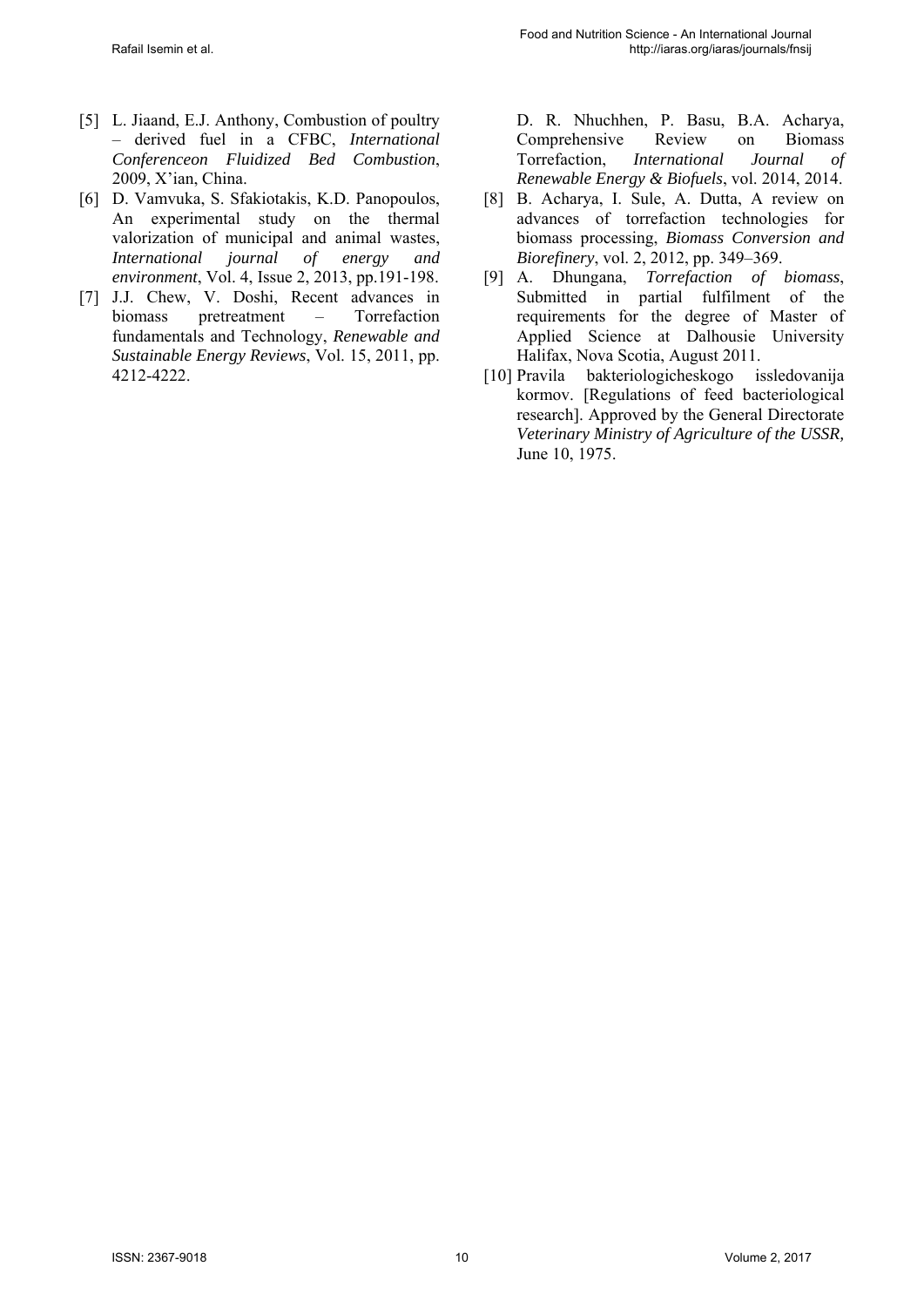[5] L. Jiaand, E.J. Anthony, Combustion of poultry – derived fuel in a CFBC, *International Conferenceon Fluidized Bed Combustion*, 2009, X'ian, China.

[6] D. Vamvuka, S. Sfakiotakis, K.D. Panopoulos, An experimental study on the thermal valorization of municipal and animal wastes, *International journal of energy and environment*, Vol. 4, Issue 2, 2013, pp.191-198.

[7] J.J. Chew, V. Doshi, Recent advances in biomass pretreatment – Torrefaction fundamentals and Technology, *Renewable and Sustainable Energy Reviews*, Vol. 15, 2011, pp. 4212-4222.

D. R. Nhuchhen, P. Basu, B.A. Acharya, Comprehensive Review on Biomass Torrefaction, *International Journal of Renewable Energy & Biofuels*, vol. 2014, 2014.

[8] B. Acharya, I. Sule, A. Dutta, A review on advances of torrefaction technologies for biomass processing, *Biomass Conversion and Biorefinery*, vol. 2, 2012, pp. 349–369.

[9] A. Dhungana, *Torrefaction of biomass*, Submitted in partial fulfilment of the requirements for the degree of Master of Applied Science at Dalhousie University Halifax, Nova Scotia, August 2011.

[10] Pravila bakteriologicheskogo issledovanija kormov. [Regulations of feed bacteriological research]. Approved by the General Directorate *Veterinary Ministry of Agriculture of the USSR,* June 10, 1975.